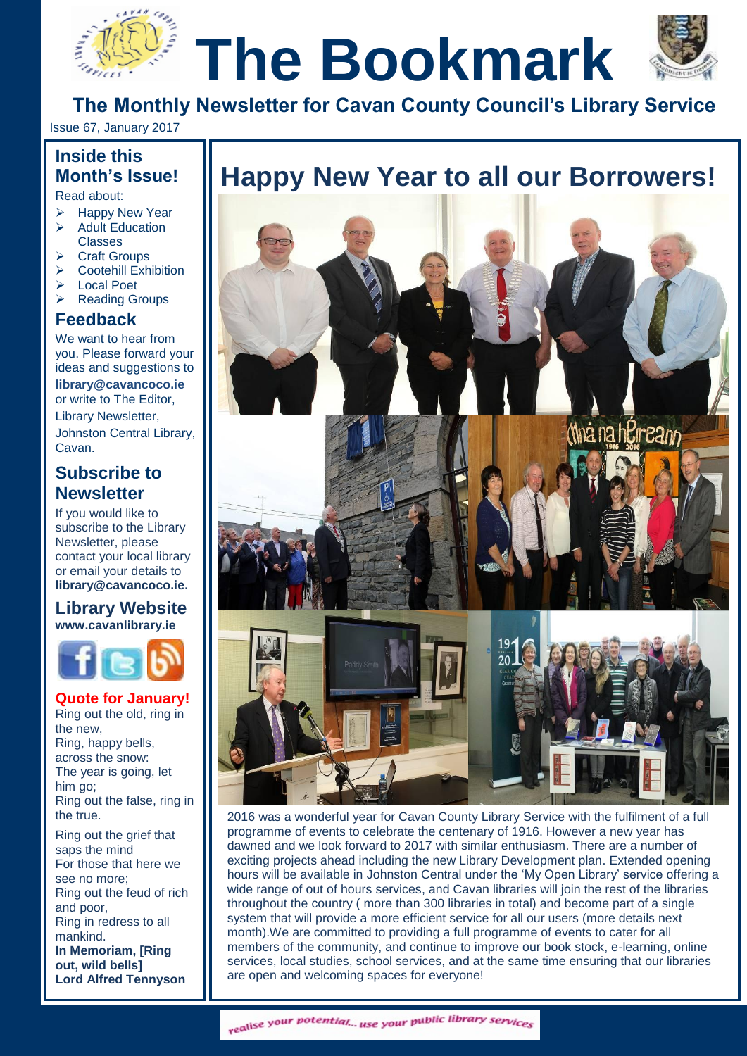# The Bookmark

## The Monthly Newsletter for Cavan County Council's Library Service

Issue 67, January 2017

### Inside this Month's Issue!

Read about:

- Happy New Year
- Adult Education Classes
- Craft Groups
- Cootehill Exhibition
- Local Poet
- Reading Groups

### Feedback

We want to hear from you. Please forward your ideas and suggestions to **library@cavancoco.ie** or write to The Editor, Library Newsletter, Johnston Central Library, Cavan.

### Subscribe to Newsletter

If you would like to subscribe to the Library Newsletter, please contact your local library or email your details to **library@cavancoco.ie.**

### Library Website

**www.cavanlibrary.ie**

**Quote for January!**

Ring out the old, ring in the new,
Ring, happy bells, across the snow:
The year is going, let him go;
Ring out the false, ring in the true.

Ring out the grief that saps the mind
For those that here we see no more;
Ring out the feud of rich and poor,
Ring in redress to all mankind.

**In Memoriam, [Ring out, wild bells]**
**Lord Alfred Tennyson**

## Happy New Year to all our Borrowers!

2016 was a wonderful year for Cavan County Library Service with the fulfilment of a full programme of events to celebrate the centenary of 1916. However a new year has dawned and we look forward to 2017 with similar enthusiasm. There are a number of exciting projects ahead including the new Library Development plan. Extended opening hours will be available in Johnston Central under the 'My Open Library' service offering a wide range of out of hours services, and Cavan libraries will join the rest of the libraries throughout the country ( more than 300 libraries in total) and become part of a single system that will provide a more efficient service for all our users (more details next month).We are committed to providing a full programme of events to cater for all members of the community, and continue to improve our book stock, e-learning, online services, local studies, school services, and at the same time ensuring that our libraries are open and welcoming spaces for everyone!

*realise your potential... use your public library services*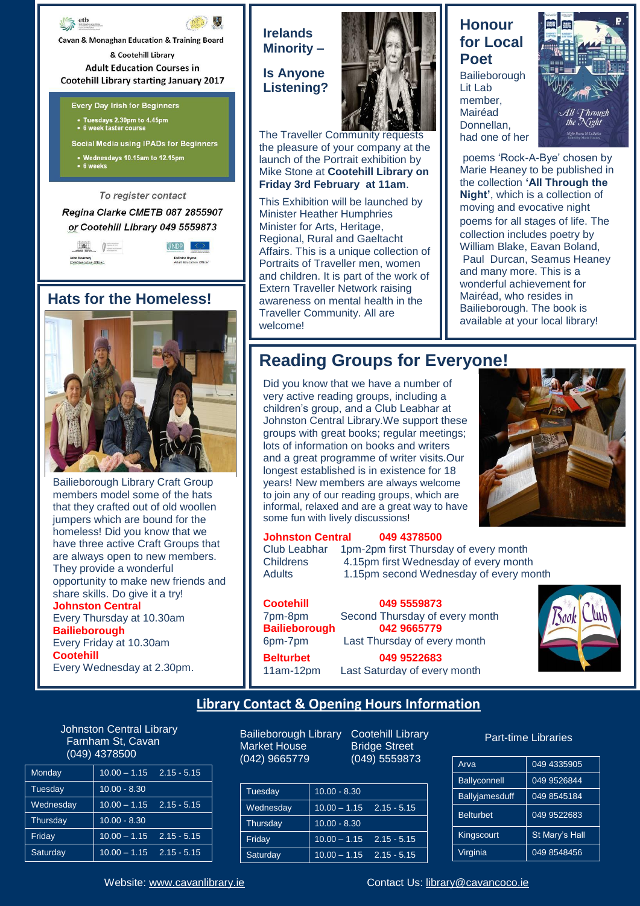Cavan & Monaghan Education & Training Board

& Cootehill Library

Adult Education Courses in Cootehill Library starting January 2017

**Every Day Irish for Beginners**

- Tuesdays 2.30pm to 4.45pm
- 8 week taster course

**Social Media using IPADs for Beginners**

- Wednesdays 10.15am to 12.15pm
- 6 weeks

*To register contact*

*Regina Clarke CMETB 087 2855907*

*or Cootehill Library 049 5559873*

John Kearney
Chief Executive Officer

Deirdre Byrne
Adult Education Officer

## Hats for the Homeless!

Bailieborough Library Craft Group members model some of the hats that they crafted out of old woollen jumpers which are bound for the homeless! Did you know that we have three active Craft Groups that are always open to new members. They provide a wonderful opportunity to make new friends and share skills. Do give it a try!

**Johnston Central**
Every Thursday at 10.30am

**Bailieborough**
Every Friday at 10.30am

**Cootehill**
Every Wednesday at 2.30pm.

## Irelands Minority – Is Anyone Listening?

The Traveller Community requests the pleasure of your company at the launch of the Portrait exhibition by Mike Stone at **Cootehill Library on Friday 3rd February at 11am**.

This Exhibition will be launched by Minister Heather Humphries Minister for Arts, Heritage, Regional, Rural and Gaeltacht Affairs. This is a unique collection of Portraits of Traveller men, women and children. It is part of the work of Extern Traveller Network raising awareness on mental health in the Traveller Community. All are welcome!

## Honour for Local Poet

Bailieborough Lit Lab member, Mairéad Donnellan, had one of her poems 'Rock-A-Bye' chosen by Marie Heaney to be published in the collection **'All Through the Night'**, which is a collection of moving and evocative night poems for all stages of life. The collection includes poetry by William Blake, Eavan Boland, Paul Durcan, Seamus Heaney and many more. This is a wonderful achievement for Mairéad, who resides in Bailieborough. The book is available at your local library!

## Reading Groups for Everyone!

Did you know that we have a number of very active reading groups, including a children's group, and a Club Leabhar at Johnston Central Library.We support these groups with great books; regular meetings; lots of information on books and writers and a great programme of writer visits.Our longest established is in existence for 18 years! New members are always welcome to join any of our reading groups, which are informal, relaxed and are a great way to have some fun with lively discussions!

**Johnston Central** **049 4378500**

Club Leabhar 1pm-2pm first Thursday of every month
Childrens 4.15pm first Wednesday of every month
Adults 1.15pm second Wednesday of every month

**Cootehill** **049 5559873**
7pm-8pm Second Thursday of every month

**Bailieborough** **042 9665779**
6pm-7pm Last Thursday of every month

**Belturbet** **049 9522683**
11am-12pm Last Saturday of every month

## Library Contact & Opening Hours Information

Johnston Central Library
Farnham St, Cavan
(049) 4378500

| | | |
|---|---|---|
| Monday | 10.00 – 1.15 | 2.15 - 5.15 |
| Tuesday | 10.00 - 8.30 | |
| Wednesday | 10.00 – 1.15 | 2.15 - 5.15 |
| Thursday | 10.00 - 8.30 | |
| Friday | 10.00 – 1.15 | 2.15 - 5.15 |
| Saturday | 10.00 – 1.15 | 2.15 - 5.15 |

Bailieborough Library
Market House
(042) 9665779

Cootehill Library
Bridge Street
(049) 5559873

| | | |
|---|---|---|
| Tuesday | 10.00 - 8.30 | |
| Wednesday | 10.00 – 1.15 | 2.15 - 5.15 |
| Thursday | 10.00 - 8.30 | |
| Friday | 10.00 – 1.15 | 2.15 - 5.15 |
| Saturday | 10.00 – 1.15 | 2.15 - 5.15 |

Part-time Libraries

| | |
|---|---|
| Arva | 049 4335905 |
| Ballyconnell | 049 9526844 |
| Ballyjamesduff | 049 8545184 |
| Belturbet | 049 9522683 |
| Kingscourt | St Mary's Hall |
| Virginia | 049 8548456 |

Website: www.cavanlibrary.ie

Contact Us: library@cavancoco.ie